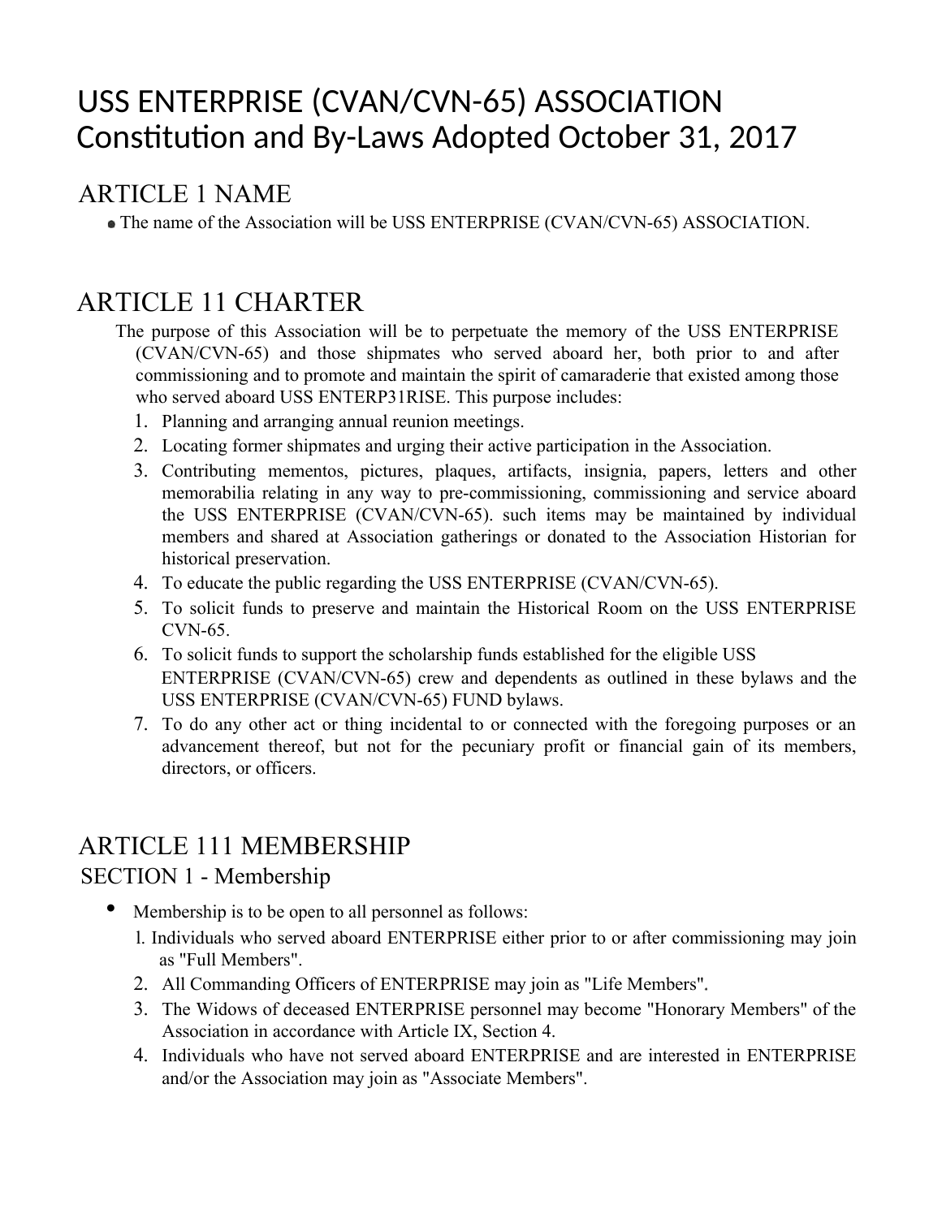# USS ENTERPRISE (CVAN/CVN-65) ASSOCIATION Constitution and By-Laws Adopted October 31, 2017

## ARTICLE 1 NAME

- The name of the Association will be USS ENTERPRISE (CVAN/CVN-65) ASSOCIATION.

## ARTICLE 11 CHARTER

The purpose of this Association will be to perpetuate the memory of the USS ENTERPRISE (CVAN/CVN-65) and those shipmates who served aboard her, both prior to and after commissioning and to promote and maintain the spirit of camaraderie that existed among those who served aboard USS ENTERP31RISE. This purpose includes:

1. Planning and arranging annual reunion meetings.
2. Locating former shipmates and urging their active participation in the Association.
3. Contributing mementos, pictures, plaques, artifacts, insignia, papers, letters and other memorabilia relating in any way to pre-commissioning, commissioning and service aboard the USS ENTERPRISE (CVAN/CVN-65). such items may be maintained by individual members and shared at Association gatherings or donated to the Association Historian for historical preservation.
4. To educate the public regarding the USS ENTERPRISE (CVAN/CVN-65).
5. To solicit funds to preserve and maintain the Historical Room on the USS ENTERPRISE CVN-65.
6. To solicit funds to support the scholarship funds established for the eligible USS ENTERPRISE (CVAN/CVN-65) crew and dependents as outlined in these bylaws and the USS ENTERPRISE (CVAN/CVN-65) FUND bylaws.
7. To do any other act or thing incidental to or connected with the foregoing purposes or an advancement thereof, but not for the pecuniary profit or financial gain of its members, directors, or officers.

## ARTICLE 111 MEMBERSHIP

### SECTION 1 - Membership

- Membership is to be open to all personnel as follows:
  1. Individuals who served aboard ENTERPRISE either prior to or after commissioning may join as "Full Members".
  2. All Commanding Officers of ENTERPRISE may join as "Life Members".
  3. The Widows of deceased ENTERPRISE personnel may become "Honorary Members" of the Association in accordance with Article IX, Section 4.
  4. Individuals who have not served aboard ENTERPRISE and are interested in ENTERPRISE and/or the Association may join as "Associate Members".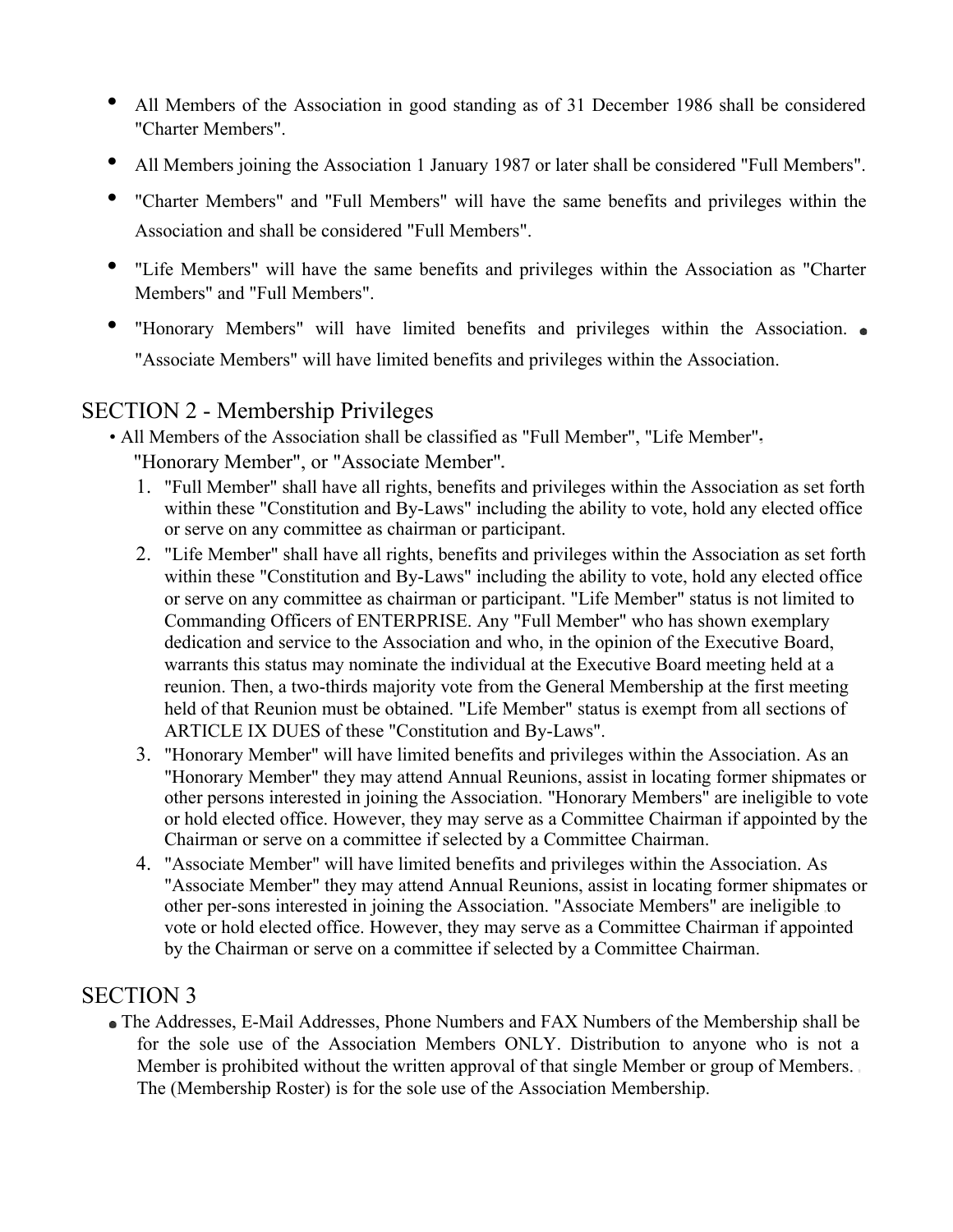- All Members of the Association in good standing as of 31 December 1986 shall be considered "Charter Members".
- All Members joining the Association 1 January 1987 or later shall be considered "Full Members".
- "Charter Members" and "Full Members" will have the same benefits and privileges within the Association and shall be considered "Full Members".
- "Life Members" will have the same benefits and privileges within the Association as "Charter Members" and "Full Members".
- "Honorary Members" will have limited benefits and privileges within the Association.
- "Associate Members" will have limited benefits and privileges within the Association.

## SECTION 2 - Membership Privileges

- All Members of the Association shall be classified as "Full Member", "Life Member", "Honorary Member", or "Associate Member".
  1. "Full Member" shall have all rights, benefits and privileges within the Association as set forth within these "Constitution and By-Laws" including the ability to vote, hold any elected office or serve on any committee as chairman or participant.
  2. "Life Member" shall have all rights, benefits and privileges within the Association as set forth within these "Constitution and By-Laws" including the ability to vote, hold any elected office or serve on any committee as chairman or participant. "Life Member" status is not limited to Commanding Officers of ENTERPRISE. Any "Full Member" who has shown exemplary dedication and service to the Association and who, in the opinion of the Executive Board, warrants this status may nominate the individual at the Executive Board meeting held at a reunion. Then, a two-thirds majority vote from the General Membership at the first meeting held of that Reunion must be obtained. "Life Member" status is exempt from all sections of ARTICLE IX DUES of these "Constitution and By-Laws".
  3. "Honorary Member" will have limited benefits and privileges within the Association. As an "Honorary Member" they may attend Annual Reunions, assist in locating former shipmates or other persons interested in joining the Association. "Honorary Members" are ineligible to vote or hold elected office. However, they may serve as a Committee Chairman if appointed by the Chairman or serve on a committee if selected by a Committee Chairman.
  4. "Associate Member" will have limited benefits and privileges within the Association. As "Associate Member" they may attend Annual Reunions, assist in locating former shipmates or other per-sons interested in joining the Association. "Associate Members" are ineligible to vote or hold elected office. However, they may serve as a Committee Chairman if appointed by the Chairman or serve on a committee if selected by a Committee Chairman.

## SECTION 3

- The Addresses, E-Mail Addresses, Phone Numbers and FAX Numbers of the Membership shall be for the sole use of the Association Members ONLY. Distribution to anyone who is not a Member is prohibited without the written approval of that single Member or group of Members. The (Membership Roster) is for the sole use of the Association Membership.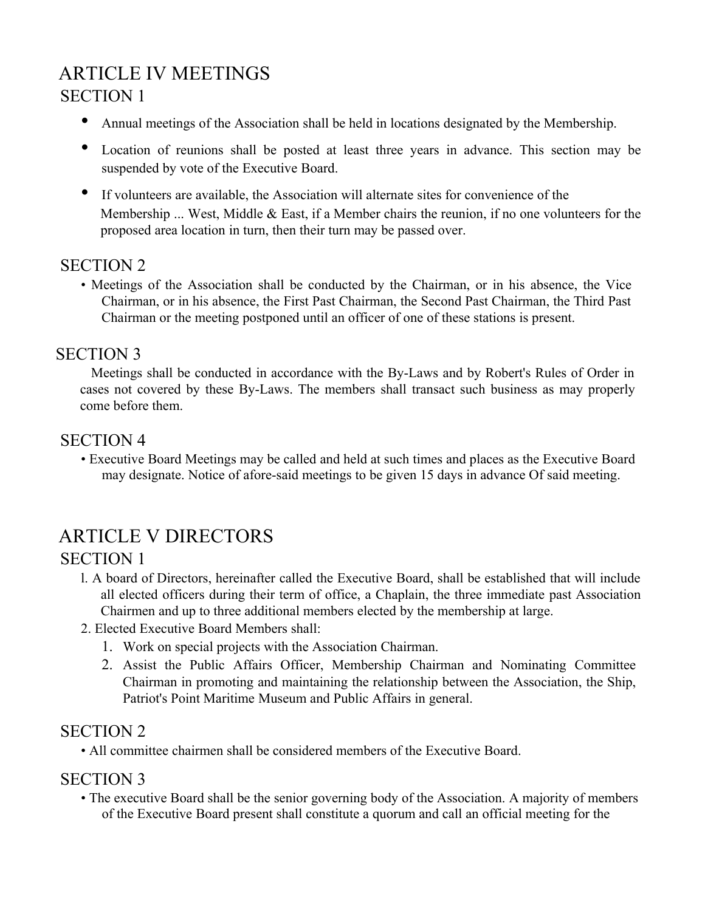## ARTICLE IV MEETINGS

### SECTION 1

- Annual meetings of the Association shall be held in locations designated by the Membership.
- Location of reunions shall be posted at least three years in advance. This section may be suspended by vote of the Executive Board.
- If volunteers are available, the Association will alternate sites for convenience of the Membership ... West, Middle & East, if a Member chairs the reunion, if no one volunteers for the proposed area location in turn, then their turn may be passed over.

### SECTION 2

- Meetings of the Association shall be conducted by the Chairman, or in his absence, the Vice Chairman, or in his absence, the First Past Chairman, the Second Past Chairman, the Third Past Chairman or the meeting postponed until an officer of one of these stations is present.

### SECTION 3

Meetings shall be conducted in accordance with the By-Laws and by Robert's Rules of Order in cases not covered by these By-Laws. The members shall transact such business as may properly come before them.

### SECTION 4

- Executive Board Meetings may be called and held at such times and places as the Executive Board may designate. Notice of afore-said meetings to be given 15 days in advance Of said meeting.

## ARTICLE V DIRECTORS

### SECTION 1

1. A board of Directors, hereinafter called the Executive Board, shall be established that will include all elected officers during their term of office, a Chaplain, the three immediate past Association Chairmen and up to three additional members elected by the membership at large.
2. Elected Executive Board Members shall:
   1. Work on special projects with the Association Chairman.
   2. Assist the Public Affairs Officer, Membership Chairman and Nominating Committee Chairman in promoting and maintaining the relationship between the Association, the Ship, Patriot's Point Maritime Museum and Public Affairs in general.

### SECTION 2

- All committee chairmen shall be considered members of the Executive Board.

### SECTION 3

- The executive Board shall be the senior governing body of the Association. A majority of members of the Executive Board present shall constitute a quorum and call an official meeting for the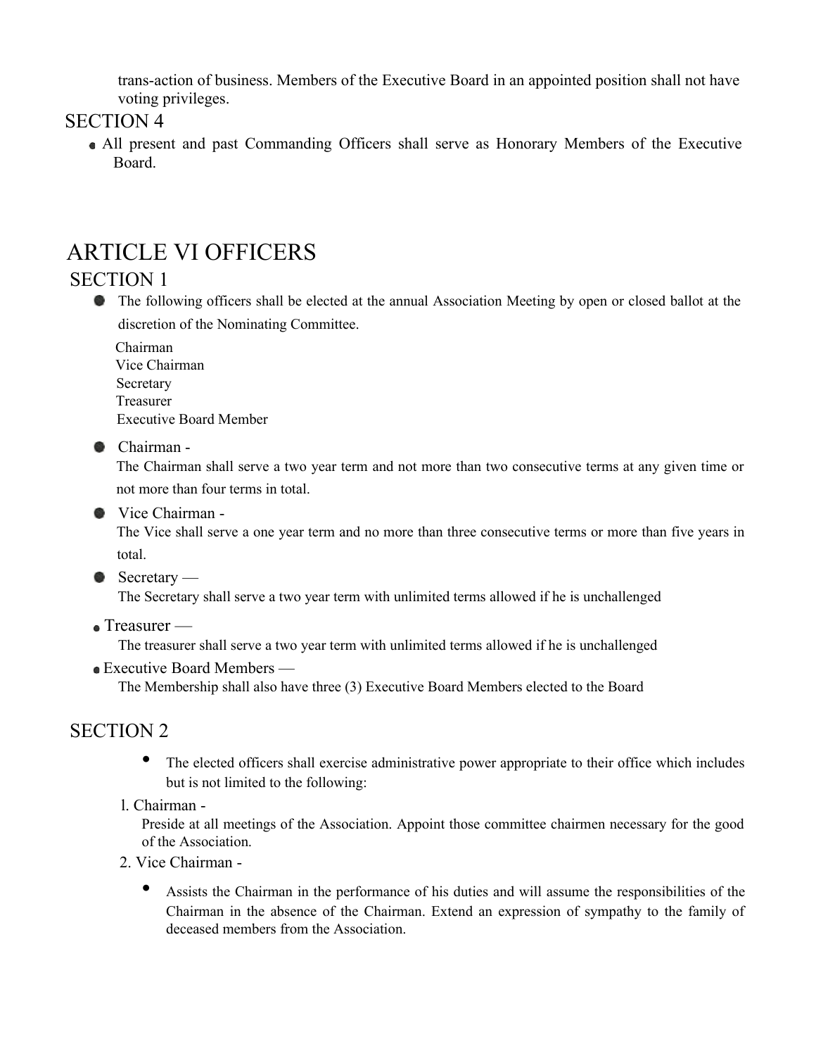trans-action of business. Members of the Executive Board in an appointed position shall not have voting privileges.

## SECTION 4

- All present and past Commanding Officers shall serve as Honorary Members of the Executive Board.

# ARTICLE VI OFFICERS

## SECTION 1

- The following officers shall be elected at the annual Association Meeting by open or closed ballot at the discretion of the Nominating Committee.

  Chairman
  Vice Chairman
  Secretary
  Treasurer
  Executive Board Member

- Chairman -
  The Chairman shall serve a two year term and not more than two consecutive terms at any given time or not more than four terms in total.
- Vice Chairman -
  The Vice shall serve a one year term and no more than three consecutive terms or more than five years in total.
- Secretary —
  The Secretary shall serve a two year term with unlimited terms allowed if he is unchallenged
- Treasurer —
  The treasurer shall serve a two year term with unlimited terms allowed if he is unchallenged
- Executive Board Members —
  The Membership shall also have three (3) Executive Board Members elected to the Board

## SECTION 2

- The elected officers shall exercise administrative power appropriate to their office which includes but is not limited to the following:

1. Chairman -
   Preside at all meetings of the Association. Appoint those committee chairmen necessary for the good of the Association.
2. Vice Chairman -
   - Assists the Chairman in the performance of his duties and will assume the responsibilities of the Chairman in the absence of the Chairman. Extend an expression of sympathy to the family of deceased members from the Association.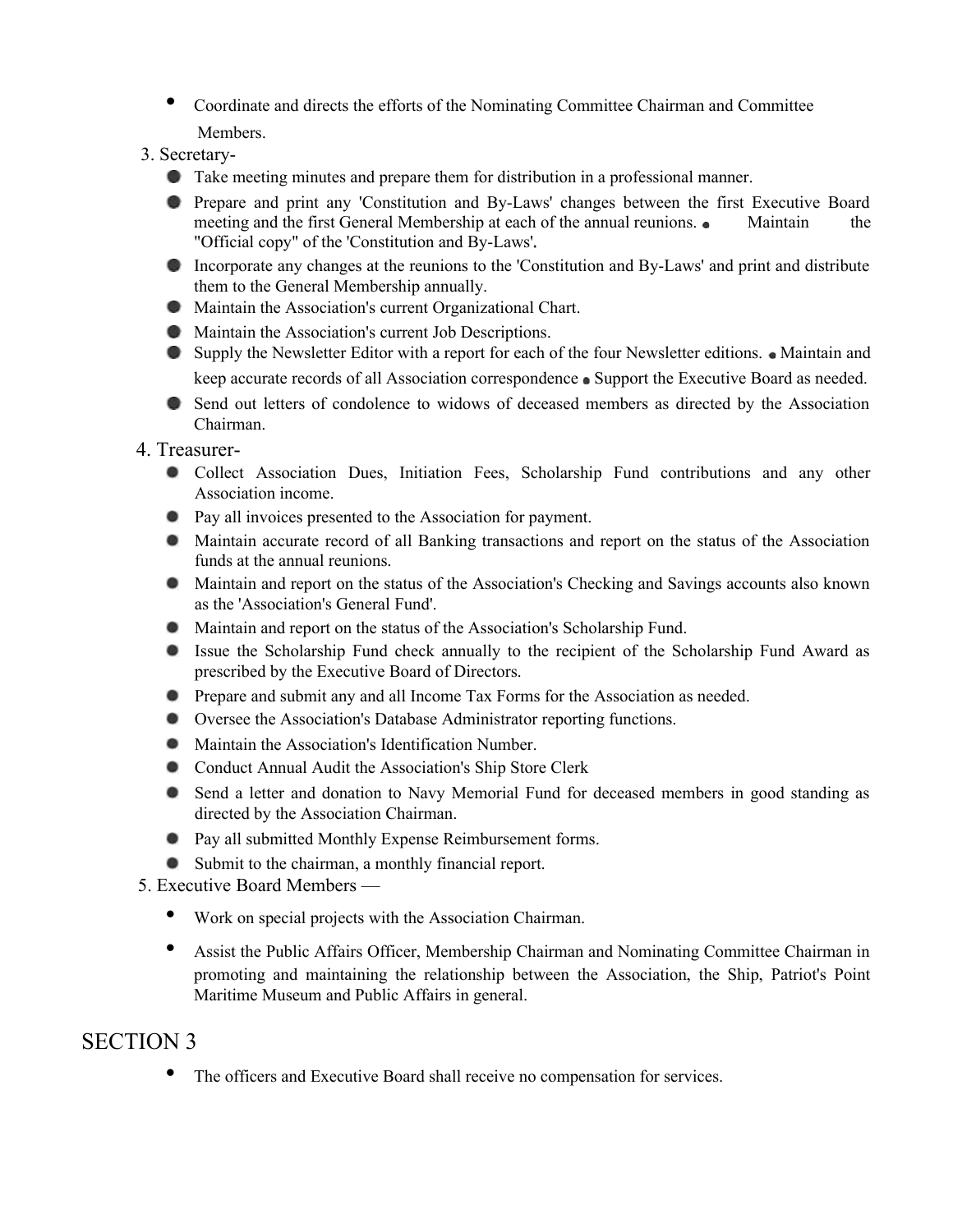- Coordinate and directs the efforts of the Nominating Committee Chairman and Committee Members.

3. Secretary-
    - Take meeting minutes and prepare them for distribution in a professional manner.
    - Prepare and print any 'Constitution and By-Laws' changes between the first Executive Board meeting and the first General Membership at each of the annual reunions.
    - Maintain the "Official copy" of the 'Constitution and By-Laws'.
    - Incorporate any changes at the reunions to the 'Constitution and By-Laws' and print and distribute them to the General Membership annually.
    - Maintain the Association's current Organizational Chart.
    - Maintain the Association's current Job Descriptions.
    - Supply the Newsletter Editor with a report for each of the four Newsletter editions.
    - Maintain and keep accurate records of all Association correspondence
    - Support the Executive Board as needed.
    - Send out letters of condolence to widows of deceased members as directed by the Association Chairman.

4. Treasurer-
    - Collect Association Dues, Initiation Fees, Scholarship Fund contributions and any other Association income.
    - Pay all invoices presented to the Association for payment.
    - Maintain accurate record of all Banking transactions and report on the status of the Association funds at the annual reunions.
    - Maintain and report on the status of the Association's Checking and Savings accounts also known as the 'Association's General Fund'.
    - Maintain and report on the status of the Association's Scholarship Fund.
    - Issue the Scholarship Fund check annually to the recipient of the Scholarship Fund Award as prescribed by the Executive Board of Directors.
    - Prepare and submit any and all Income Tax Forms for the Association as needed.
    - Oversee the Association's Database Administrator reporting functions.
    - Maintain the Association's Identification Number.
    - Conduct Annual Audit the Association's Ship Store Clerk
    - Send a letter and donation to Navy Memorial Fund for deceased members in good standing as directed by the Association Chairman.
    - Pay all submitted Monthly Expense Reimbursement forms.
    - Submit to the chairman, a monthly financial report.

5. Executive Board Members —
    - Work on special projects with the Association Chairman.
    - Assist the Public Affairs Officer, Membership Chairman and Nominating Committee Chairman in promoting and maintaining the relationship between the Association, the Ship, Patriot's Point Maritime Museum and Public Affairs in general.

## SECTION 3

- The officers and Executive Board shall receive no compensation for services.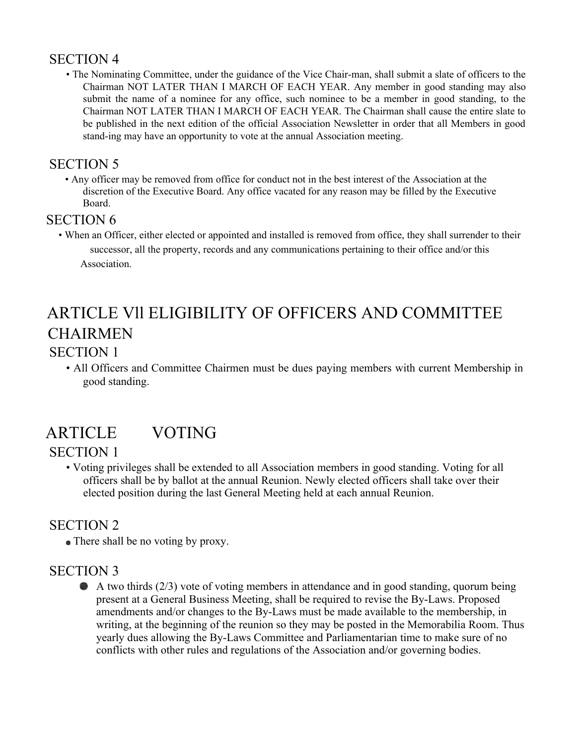## SECTION 4

- The Nominating Committee, under the guidance of the Vice Chair-man, shall submit a slate of officers to the Chairman NOT LATER THAN I MARCH OF EACH YEAR. Any member in good standing may also submit the name of a nominee for any office, such nominee to be a member in good standing, to the Chairman NOT LATER THAN I MARCH OF EACH YEAR. The Chairman shall cause the entire slate to be published in the next edition of the official Association Newsletter in order that all Members in good stand-ing may have an opportunity to vote at the annual Association meeting.

## SECTION 5

- Any officer may be removed from office for conduct not in the best interest of the Association at the discretion of the Executive Board. Any office vacated for any reason may be filled by the Executive Board.

## SECTION 6

- When an Officer, either elected or appointed and installed is removed from office, they shall surrender to their successor, all the property, records and any communications pertaining to their office and/or this Association.

# ARTICLE Vll ELIGIBILITY OF OFFICERS AND COMMITTEE CHAIRMEN

## SECTION 1

- All Officers and Committee Chairmen must be dues paying members with current Membership in good standing.

# ARTICLE VOTING

## SECTION 1

- Voting privileges shall be extended to all Association members in good standing. Voting for all officers shall be by ballot at the annual Reunion. Newly elected officers shall take over their elected position during the last General Meeting held at each annual Reunion.

## SECTION 2

- There shall be no voting by proxy.

## SECTION 3

- A two thirds (2/3) vote of voting members in attendance and in good standing, quorum being present at a General Business Meeting, shall be required to revise the By-Laws. Proposed amendments and/or changes to the By-Laws must be made available to the membership, in writing, at the beginning of the reunion so they may be posted in the Memorabilia Room. Thus yearly dues allowing the By-Laws Committee and Parliamentarian time to make sure of no conflicts with other rules and regulations of the Association and/or governing bodies.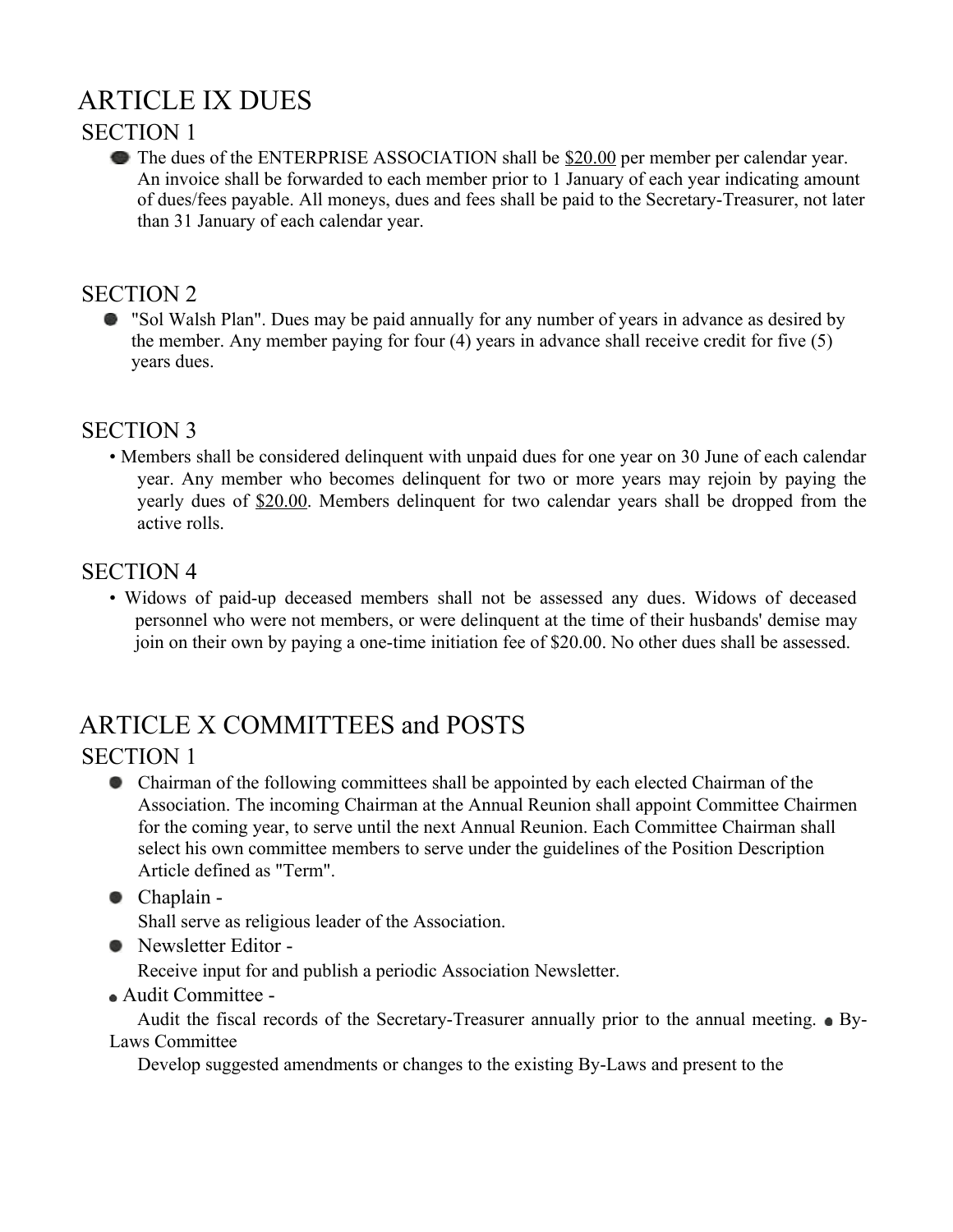# ARTICLE IX DUES

## SECTION 1

- The dues of the ENTERPRISE ASSOCIATION shall be $20.00 per member per calendar year. An invoice shall be forwarded to each member prior to 1 January of each year indicating amount of dues/fees payable. All moneys, dues and fees shall be paid to the Secretary-Treasurer, not later than 31 January of each calendar year.

## SECTION 2

- "Sol Walsh Plan". Dues may be paid annually for any number of years in advance as desired by the member. Any member paying for four (4) years in advance shall receive credit for five (5) years dues.

## SECTION 3

- Members shall be considered delinquent with unpaid dues for one year on 30 June of each calendar year. Any member who becomes delinquent for two or more years may rejoin by paying the yearly dues of $20.00. Members delinquent for two calendar years shall be dropped from the active rolls.

## SECTION 4

- Widows of paid-up deceased members shall not be assessed any dues. Widows of deceased personnel who were not members, or were delinquent at the time of their husbands' demise may join on their own by paying a one-time initiation fee of $20.00. No other dues shall be assessed.

# ARTICLE X COMMITTEES and POSTS

## SECTION 1

- Chairman of the following committees shall be appointed by each elected Chairman of the Association. The incoming Chairman at the Annual Reunion shall appoint Committee Chairmen for the coming year, to serve until the next Annual Reunion. Each Committee Chairman shall select his own committee members to serve under the guidelines of the Position Description Article defined as "Term".
- Chaplain -
  Shall serve as religious leader of the Association.
- Newsletter Editor -
  Receive input for and publish a periodic Association Newsletter.
- Audit Committee -
  Audit the fiscal records of the Secretary-Treasurer annually prior to the annual meeting.
- By-Laws Committee
  Develop suggested amendments or changes to the existing By-Laws and present to the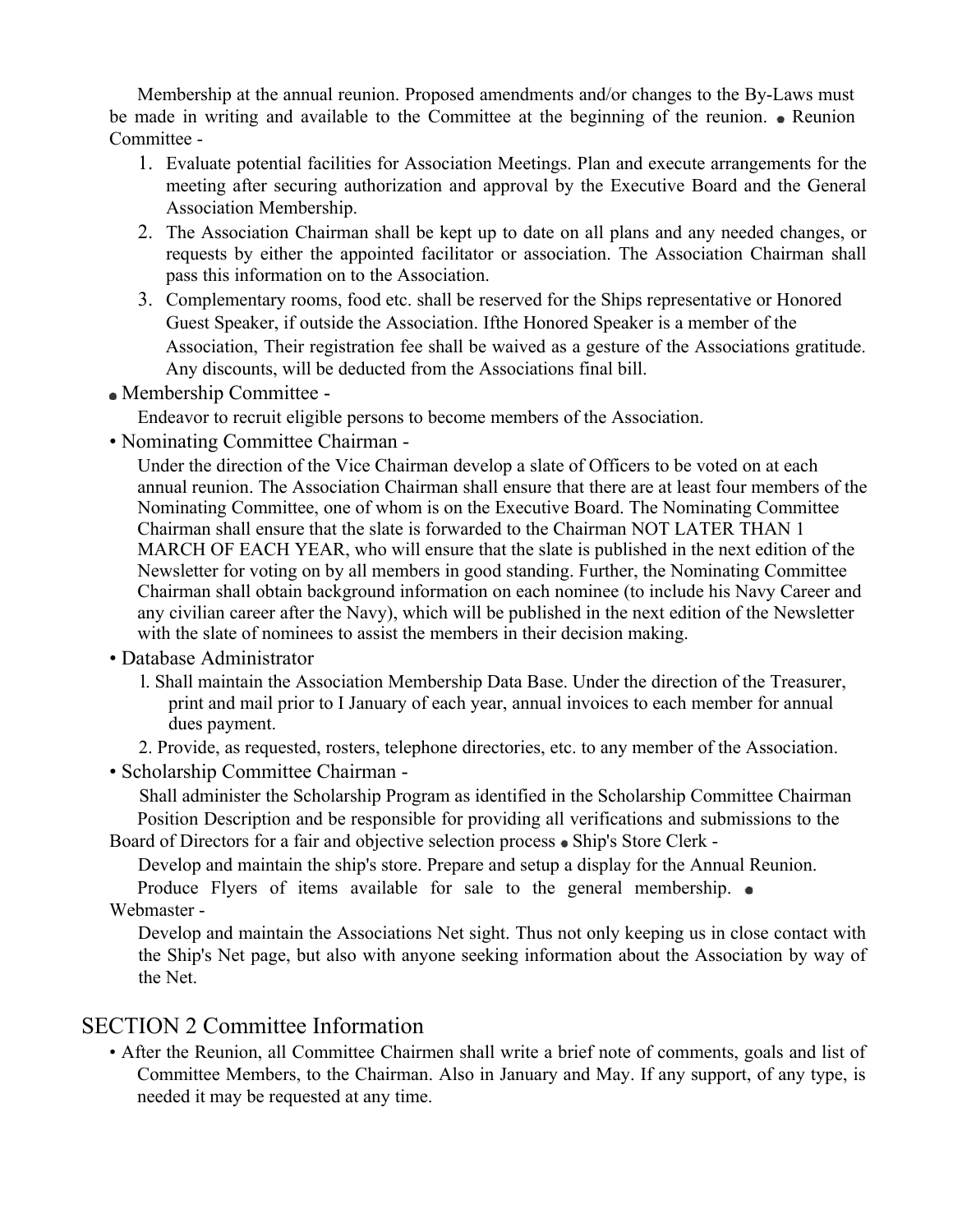Membership at the annual reunion. Proposed amendments and/or changes to the By-Laws must be made in writing and available to the Committee at the beginning of the reunion.

- Reunion Committee -
  1. Evaluate potential facilities for Association Meetings. Plan and execute arrangements for the meeting after securing authorization and approval by the Executive Board and the General Association Membership.
  2. The Association Chairman shall be kept up to date on all plans and any needed changes, or requests by either the appointed facilitator or association. The Association Chairman shall pass this information on to the Association.
  3. Complementary rooms, food etc. shall be reserved for the Ships representative or Honored Guest Speaker, if outside the Association. Ifthe Honored Speaker is a member of the Association, Their registration fee shall be waived as a gesture of the Associations gratitude. Any discounts, will be deducted from the Associations final bill.
- Membership Committee -

  Endeavor to recruit eligible persons to become members of the Association.
- Nominating Committee Chairman -

  Under the direction of the Vice Chairman develop a slate of Officers to be voted on at each annual reunion. The Association Chairman shall ensure that there are at least four members of the Nominating Committee, one of whom is on the Executive Board. The Nominating Committee Chairman shall ensure that the slate is forwarded to the Chairman NOT LATER THAN 1 MARCH OF EACH YEAR, who will ensure that the slate is published in the next edition of the Newsletter for voting on by all members in good standing. Further, the Nominating Committee Chairman shall obtain background information on each nominee (to include his Navy Career and any civilian career after the Navy), which will be published in the next edition of the Newsletter with the slate of nominees to assist the members in their decision making.
- Database Administrator
  1. Shall maintain the Association Membership Data Base. Under the direction of the Treasurer, print and mail prior to I January of each year, annual invoices to each member for annual dues payment.
  2. Provide, as requested, rosters, telephone directories, etc. to any member of the Association.
- Scholarship Committee Chairman -

  Shall administer the Scholarship Program as identified in the Scholarship Committee Chairman Position Description and be responsible for providing all verifications and submissions to the Board of Directors for a fair and objective selection process
- Ship's Store Clerk -

  Develop and maintain the ship's store. Prepare and setup a display for the Annual Reunion. Produce Flyers of items available for sale to the general membership.
- Webmaster -

  Develop and maintain the Associations Net sight. Thus not only keeping us in close contact with the Ship's Net page, but also with anyone seeking information about the Association by way of the Net.

## SECTION 2 Committee Information

- After the Reunion, all Committee Chairmen shall write a brief note of comments, goals and list of Committee Members, to the Chairman. Also in January and May. If any support, of any type, is needed it may be requested at any time.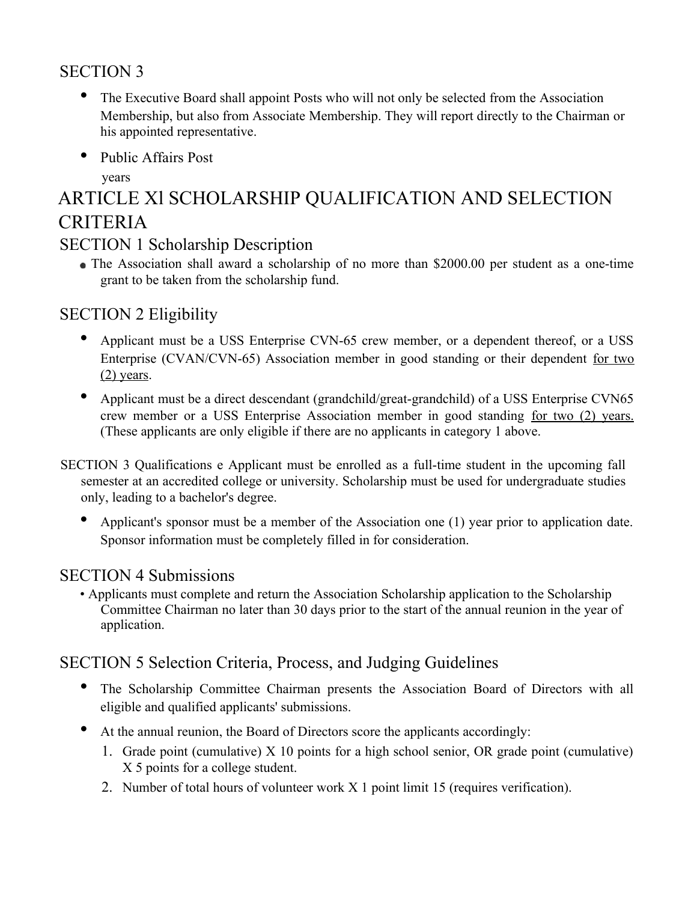## SECTION 3

- The Executive Board shall appoint Posts who will not only be selected from the Association Membership, but also from Associate Membership. They will report directly to the Chairman or his appointed representative.
- Public Affairs Post
  years

# ARTICLE Xl SCHOLARSHIP QUALIFICATION AND SELECTION CRITERIA

## SECTION 1 Scholarship Description

- The Association shall award a scholarship of no more than $2000.00 per student as a one-time grant to be taken from the scholarship fund.

## SECTION 2 Eligibility

- Applicant must be a USS Enterprise CVN-65 crew member, or a dependent thereof, or a USS Enterprise (CVAN/CVN-65) Association member in good standing or their dependent <u>for two (2) years</u>.
- Applicant must be a direct descendant (grandchild/great-grandchild) of a USS Enterprise CVN65 crew member or a USS Enterprise Association member in good standing <u>for two (2) years.</u> (These applicants are only eligible if there are no applicants in category 1 above.

SECTION 3 Qualifications e Applicant must be enrolled as a full-time student in the upcoming fall semester at an accredited college or university. Scholarship must be used for undergraduate studies only, leading to a bachelor's degree.

- Applicant's sponsor must be a member of the Association one (1) year prior to application date. Sponsor information must be completely filled in for consideration.

## SECTION 4 Submissions

- Applicants must complete and return the Association Scholarship application to the Scholarship Committee Chairman no later than 30 days prior to the start of the annual reunion in the year of application.

## SECTION 5 Selection Criteria, Process, and Judging Guidelines

- The Scholarship Committee Chairman presents the Association Board of Directors with all eligible and qualified applicants' submissions.
- At the annual reunion, the Board of Directors score the applicants accordingly:
  1. Grade point (cumulative) X 10 points for a high school senior, OR grade point (cumulative) X 5 points for a college student.
  2. Number of total hours of volunteer work X 1 point limit 15 (requires verification).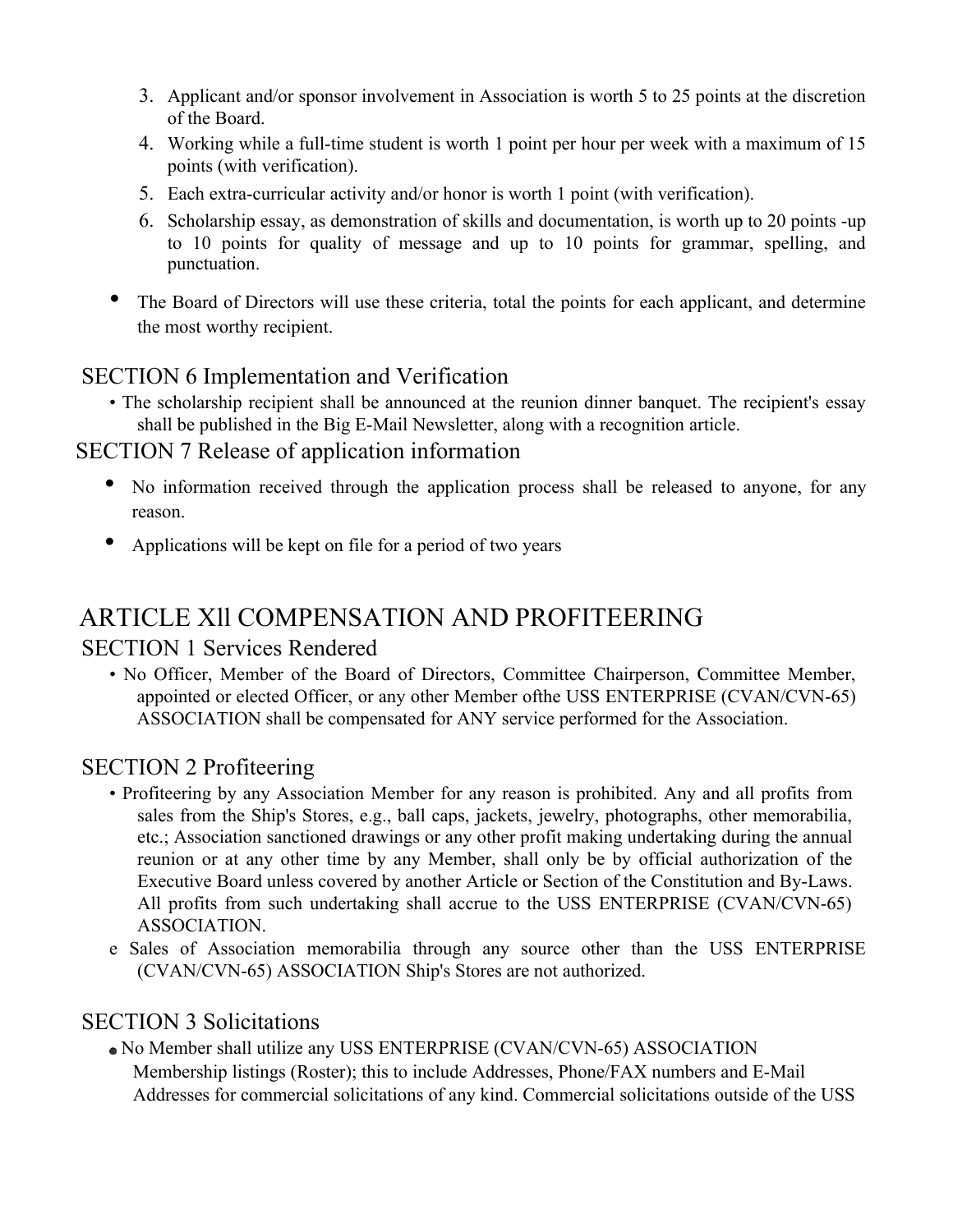3. Applicant and/or sponsor involvement in Association is worth 5 to 25 points at the discretion of the Board.
4. Working while a full-time student is worth 1 point per hour per week with a maximum of 15 points (with verification).
5. Each extra-curricular activity and/or honor is worth 1 point (with verification).
6. Scholarship essay, as demonstration of skills and documentation, is worth up to 20 points -up to 10 points for quality of message and up to 10 points for grammar, spelling, and punctuation.

- The Board of Directors will use these criteria, total the points for each applicant, and determine the most worthy recipient.

### SECTION 6 Implementation and Verification

- The scholarship recipient shall be announced at the reunion dinner banquet. The recipient's essay shall be published in the Big E-Mail Newsletter, along with a recognition article.

### SECTION 7 Release of application information

- No information received through the application process shall be released to anyone, for any reason.
- Applications will be kept on file for a period of two years

## ARTICLE XII COMPENSATION AND PROFITEERING

### SECTION 1 Services Rendered

- No Officer, Member of the Board of Directors, Committee Chairperson, Committee Member, appointed or elected Officer, or any other Member ofthe USS ENTERPRISE (CVAN/CVN-65) ASSOCIATION shall be compensated for ANY service performed for the Association.

### SECTION 2 Profiteering

- Profiteering by any Association Member for any reason is prohibited. Any and all profits from sales from the Ship's Stores, e.g., ball caps, jackets, jewelry, photographs, other memorabilia, etc.; Association sanctioned drawings or any other profit making undertaking during the annual reunion or at any other time by any Member, shall only be by official authorization of the Executive Board unless covered by another Article or Section of the Constitution and By-Laws. All profits from such undertaking shall accrue to the USS ENTERPRISE (CVAN/CVN-65) ASSOCIATION.
- Sales of Association memorabilia through any source other than the USS ENTERPRISE (CVAN/CVN-65) ASSOCIATION Ship's Stores are not authorized.

### SECTION 3 Solicitations

- No Member shall utilize any USS ENTERPRISE (CVAN/CVN-65) ASSOCIATION Membership listings (Roster); this to include Addresses, Phone/FAX numbers and E-Mail Addresses for commercial solicitations of any kind. Commercial solicitations outside of the USS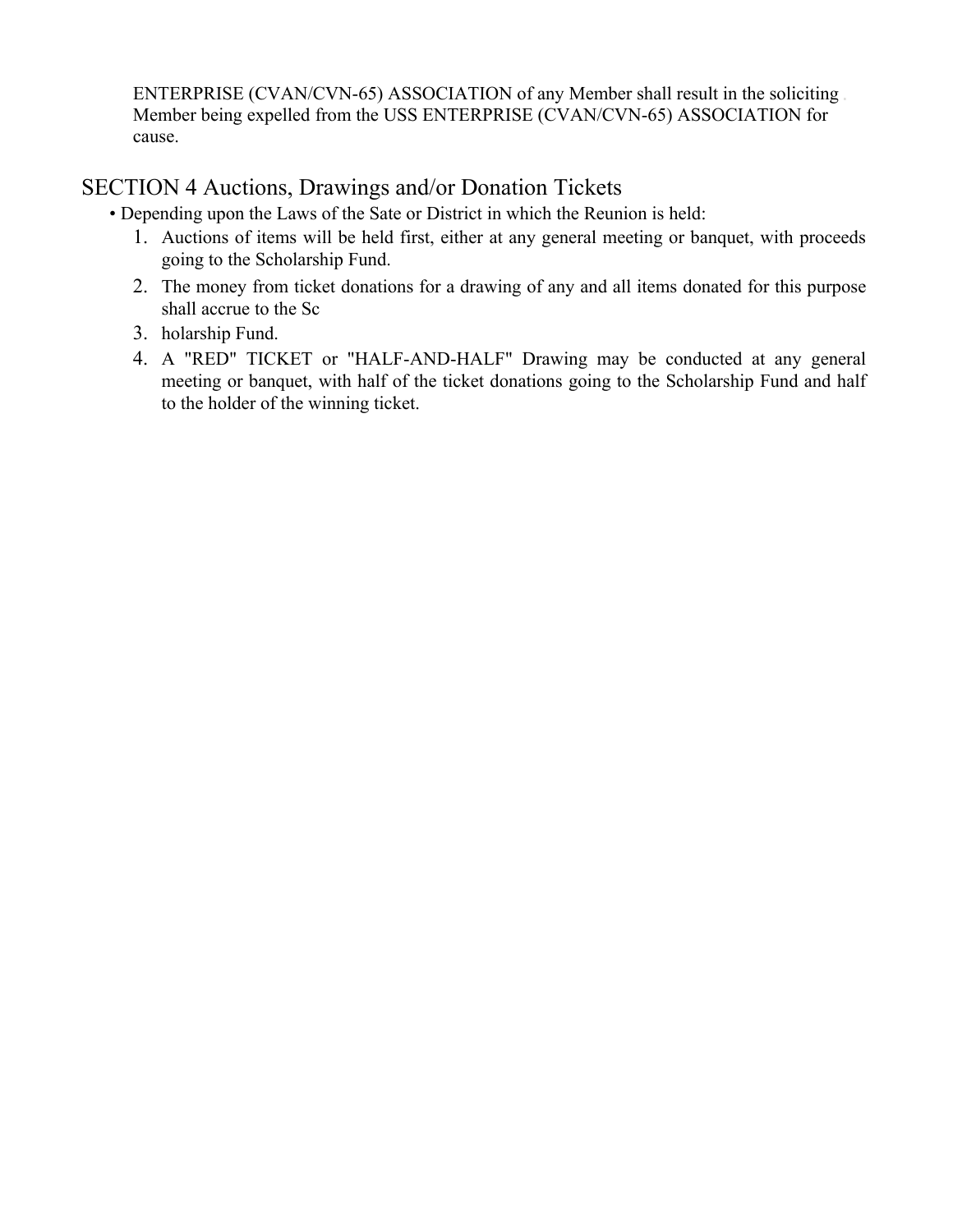ENTERPRISE (CVAN/CVN-65) ASSOCIATION of any Member shall result in the soliciting Member being expelled from the USS ENTERPRISE (CVAN/CVN-65) ASSOCIATION for cause.

## SECTION 4 Auctions, Drawings and/or Donation Tickets

- Depending upon the Laws of the Sate or District in which the Reunion is held:
  1. Auctions of items will be held first, either at any general meeting or banquet, with proceeds going to the Scholarship Fund.
  2. The money from ticket donations for a drawing of any and all items donated for this purpose shall accrue to the Sc
  3. holarship Fund.
  4. A "RED" TICKET or "HALF-AND-HALF" Drawing may be conducted at any general meeting or banquet, with half of the ticket donations going to the Scholarship Fund and half to the holder of the winning ticket.